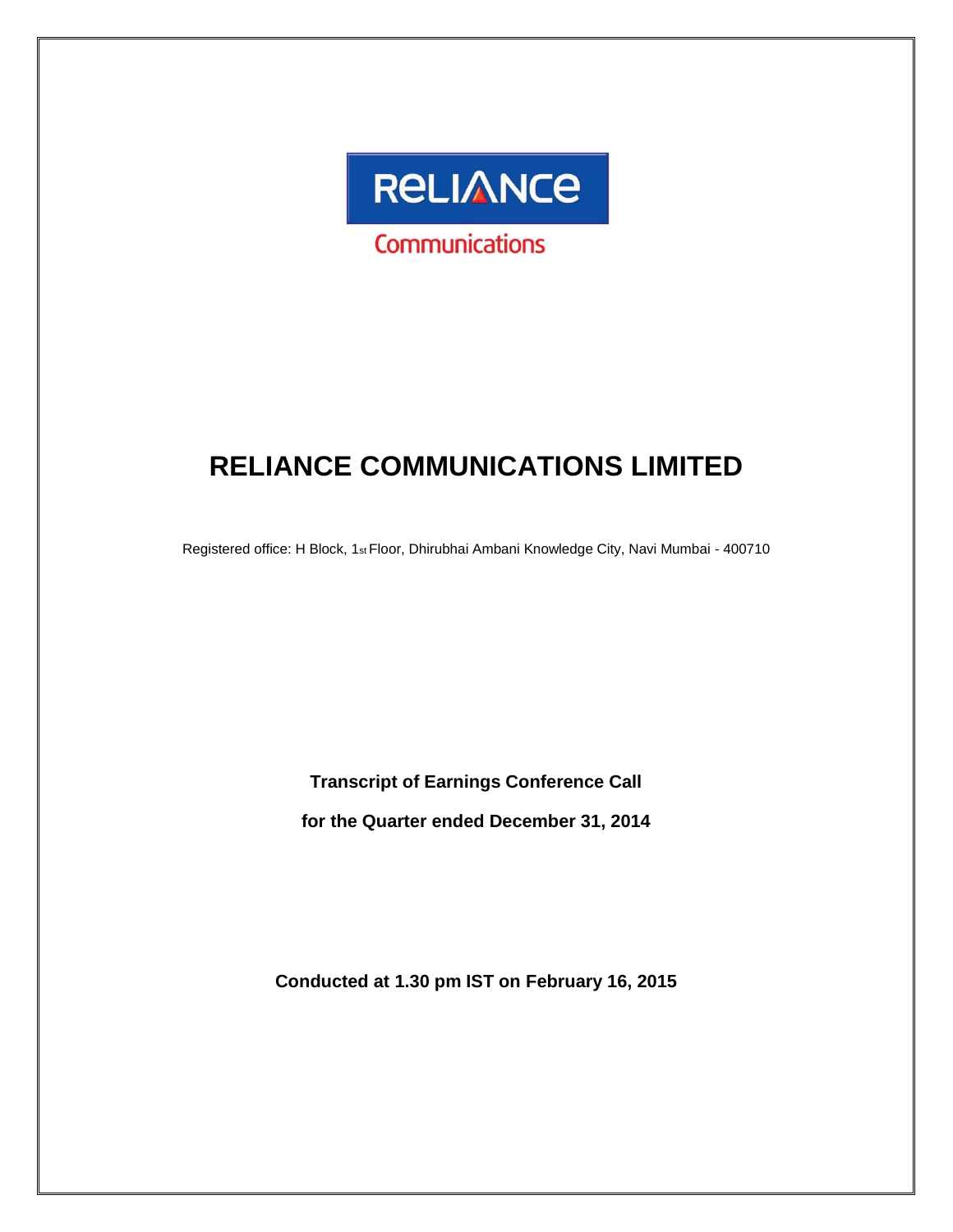RELIANCE

Communications

# RELIANCE COMMUNICATIONS LIMITED

Registered office: H Block, 1st Floor, Dhirubhai Ambani Knowledge City, Navi Mumbai - 400710

**Transcript of Earnings Conference Call**

**for the Quarter ended December 31, 2014**

**Conducted at 1.30 pm IST on February 16, 2015**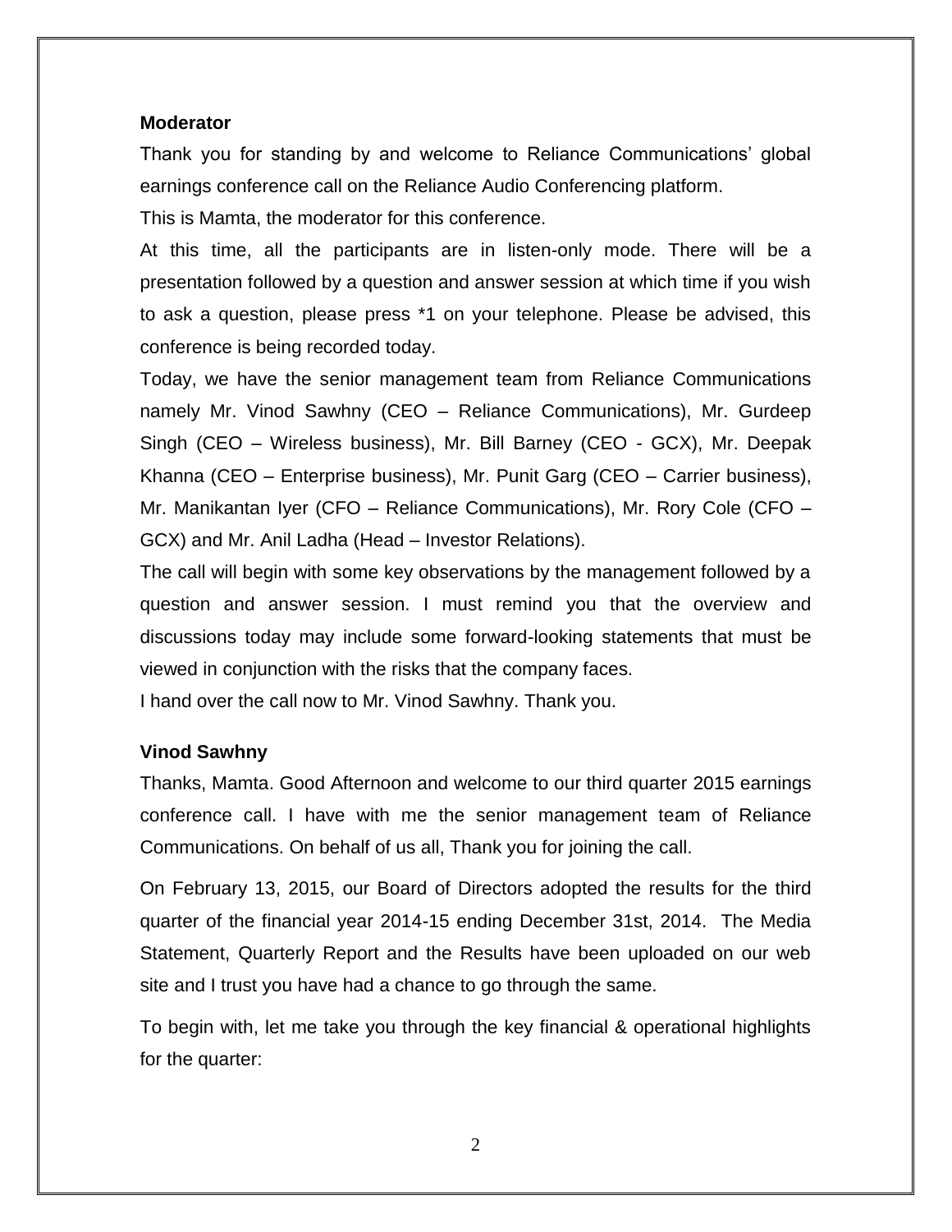**Moderator**

Thank you for standing by and welcome to Reliance Communications' global earnings conference call on the Reliance Audio Conferencing platform.

This is Mamta, the moderator for this conference.

At this time, all the participants are in listen-only mode. There will be a presentation followed by a question and answer session at which time if you wish to ask a question, please press *1 on your telephone. Please be advised, this conference is being recorded today.

Today, we have the senior management team from Reliance Communications namely Mr. Vinod Sawhny (CEO – Reliance Communications), Mr. Gurdeep Singh (CEO – Wireless business), Mr. Bill Barney (CEO - GCX), Mr. Deepak Khanna (CEO – Enterprise business), Mr. Punit Garg (CEO – Carrier business), Mr. Manikantan Iyer (CFO – Reliance Communications), Mr. Rory Cole (CFO – GCX) and Mr. Anil Ladha (Head – Investor Relations).

The call will begin with some key observations by the management followed by a question and answer session. I must remind you that the overview and discussions today may include some forward-looking statements that must be viewed in conjunction with the risks that the company faces.

I hand over the call now to Mr. Vinod Sawhny. Thank you.

**Vinod Sawhny**

Thanks, Mamta. Good Afternoon and welcome to our third quarter 2015 earnings conference call. I have with me the senior management team of Reliance Communications. On behalf of us all, Thank you for joining the call.

On February 13, 2015, our Board of Directors adopted the results for the third quarter of the financial year 2014-15 ending December 31st, 2014. The Media Statement, Quarterly Report and the Results have been uploaded on our web site and I trust you have had a chance to go through the same.

To begin with, let me take you through the key financial & operational highlights for the quarter: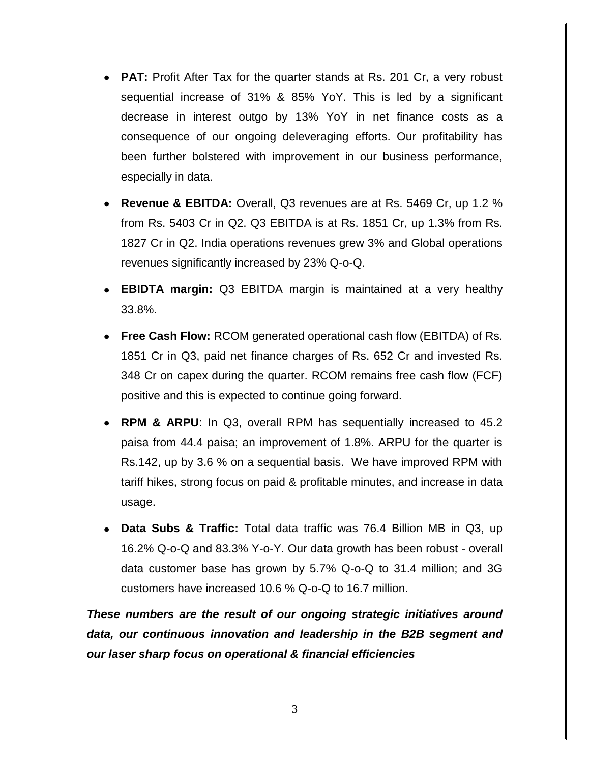- **PAT:** Profit After Tax for the quarter stands at Rs. 201 Cr, a very robust sequential increase of 31% & 85% YoY. This is led by a significant decrease in interest outgo by 13% YoY in net finance costs as a consequence of our ongoing deleveraging efforts. Our profitability has been further bolstered with improvement in our business performance, especially in data.
- **Revenue & EBITDA:** Overall, Q3 revenues are at Rs. 5469 Cr, up 1.2 % from Rs. 5403 Cr in Q2. Q3 EBITDA is at Rs. 1851 Cr, up 1.3% from Rs. 1827 Cr in Q2. India operations revenues grew 3% and Global operations revenues significantly increased by 23% Q-o-Q.
- **EBIDTA margin:** Q3 EBITDA margin is maintained at a very healthy 33.8%.
- **Free Cash Flow:** RCOM generated operational cash flow (EBITDA) of Rs. 1851 Cr in Q3, paid net finance charges of Rs. 652 Cr and invested Rs. 348 Cr on capex during the quarter. RCOM remains free cash flow (FCF) positive and this is expected to continue going forward.
- **RPM & ARPU**: In Q3, overall RPM has sequentially increased to 45.2 paisa from 44.4 paisa; an improvement of 1.8%. ARPU for the quarter is Rs.142, up by 3.6 % on a sequential basis. We have improved RPM with tariff hikes, strong focus on paid & profitable minutes, and increase in data usage.
- **Data Subs & Traffic:** Total data traffic was 76.4 Billion MB in Q3, up 16.2% Q-o-Q and 83.3% Y-o-Y. Our data growth has been robust - overall data customer base has grown by 5.7% Q-o-Q to 31.4 million; and 3G customers have increased 10.6 % Q-o-Q to 16.7 million.

***These numbers are the result of our ongoing strategic initiatives around data, our continuous innovation and leadership in the B2B segment and our laser sharp focus on operational & financial efficiencies***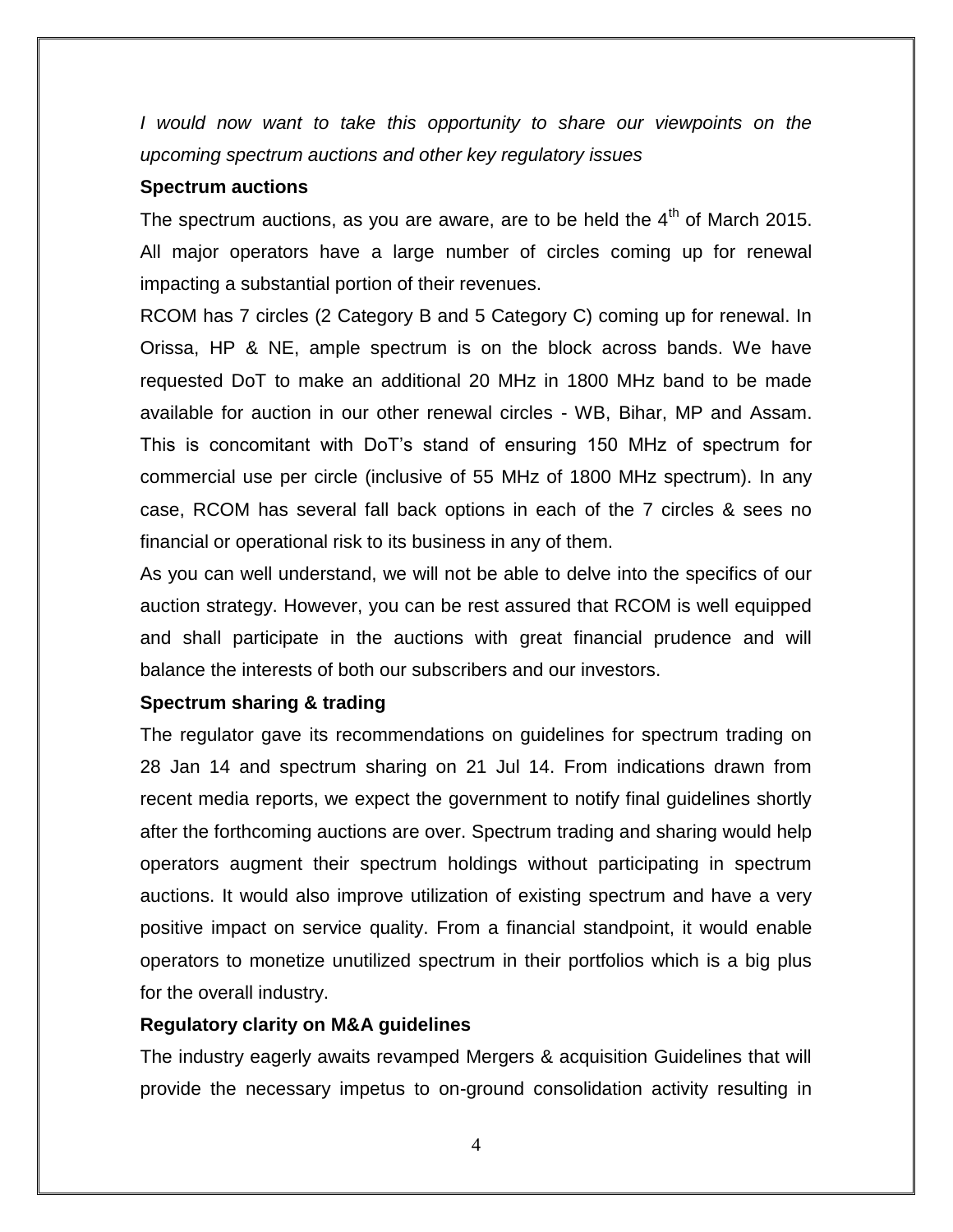*I would now want to take this opportunity to share our viewpoints on the upcoming spectrum auctions and other key regulatory issues*

**Spectrum auctions**

The spectrum auctions, as you are aware, are to be held the 4th of March 2015. All major operators have a large number of circles coming up for renewal impacting a substantial portion of their revenues.

RCOM has 7 circles (2 Category B and 5 Category C) coming up for renewal. In Orissa, HP & NE, ample spectrum is on the block across bands. We have requested DoT to make an additional 20 MHz in 1800 MHz band to be made available for auction in our other renewal circles - WB, Bihar, MP and Assam. This is concomitant with DoT's stand of ensuring 150 MHz of spectrum for commercial use per circle (inclusive of 55 MHz of 1800 MHz spectrum). In any case, RCOM has several fall back options in each of the 7 circles & sees no financial or operational risk to its business in any of them.

As you can well understand, we will not be able to delve into the specifics of our auction strategy. However, you can be rest assured that RCOM is well equipped and shall participate in the auctions with great financial prudence and will balance the interests of both our subscribers and our investors.

**Spectrum sharing & trading**

The regulator gave its recommendations on guidelines for spectrum trading on 28 Jan 14 and spectrum sharing on 21 Jul 14. From indications drawn from recent media reports, we expect the government to notify final guidelines shortly after the forthcoming auctions are over. Spectrum trading and sharing would help operators augment their spectrum holdings without participating in spectrum auctions. It would also improve utilization of existing spectrum and have a very positive impact on service quality. From a financial standpoint, it would enable operators to monetize unutilized spectrum in their portfolios which is a big plus for the overall industry.

**Regulatory clarity on M&A guidelines**

The industry eagerly awaits revamped Mergers & acquisition Guidelines that will provide the necessary impetus to on-ground consolidation activity resulting in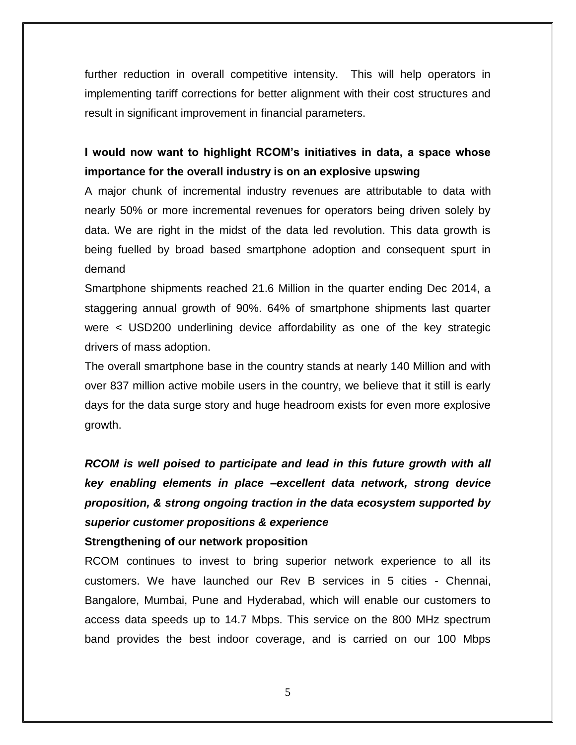further reduction in overall competitive intensity. This will help operators in implementing tariff corrections for better alignment with their cost structures and result in significant improvement in financial parameters.

**I would now want to highlight RCOM's initiatives in data, a space whose importance for the overall industry is on an explosive upswing**

A major chunk of incremental industry revenues are attributable to data with nearly 50% or more incremental revenues for operators being driven solely by data. We are right in the midst of the data led revolution. This data growth is being fuelled by broad based smartphone adoption and consequent spurt in demand

Smartphone shipments reached 21.6 Million in the quarter ending Dec 2014, a staggering annual growth of 90%. 64% of smartphone shipments last quarter were < USD200 underlining device affordability as one of the key strategic drivers of mass adoption.

The overall smartphone base in the country stands at nearly 140 Million and with over 837 million active mobile users in the country, we believe that it still is early days for the data surge story and huge headroom exists for even more explosive growth.

***RCOM is well poised to participate and lead in this future growth with all key enabling elements in place –excellent data network, strong device proposition, & strong ongoing traction in the data ecosystem supported by superior customer propositions & experience***

**Strengthening of our network proposition**

RCOM continues to invest to bring superior network experience to all its customers. We have launched our Rev B services in 5 cities - Chennai, Bangalore, Mumbai, Pune and Hyderabad, which will enable our customers to access data speeds up to 14.7 Mbps. This service on the 800 MHz spectrum band provides the best indoor coverage, and is carried on our 100 Mbps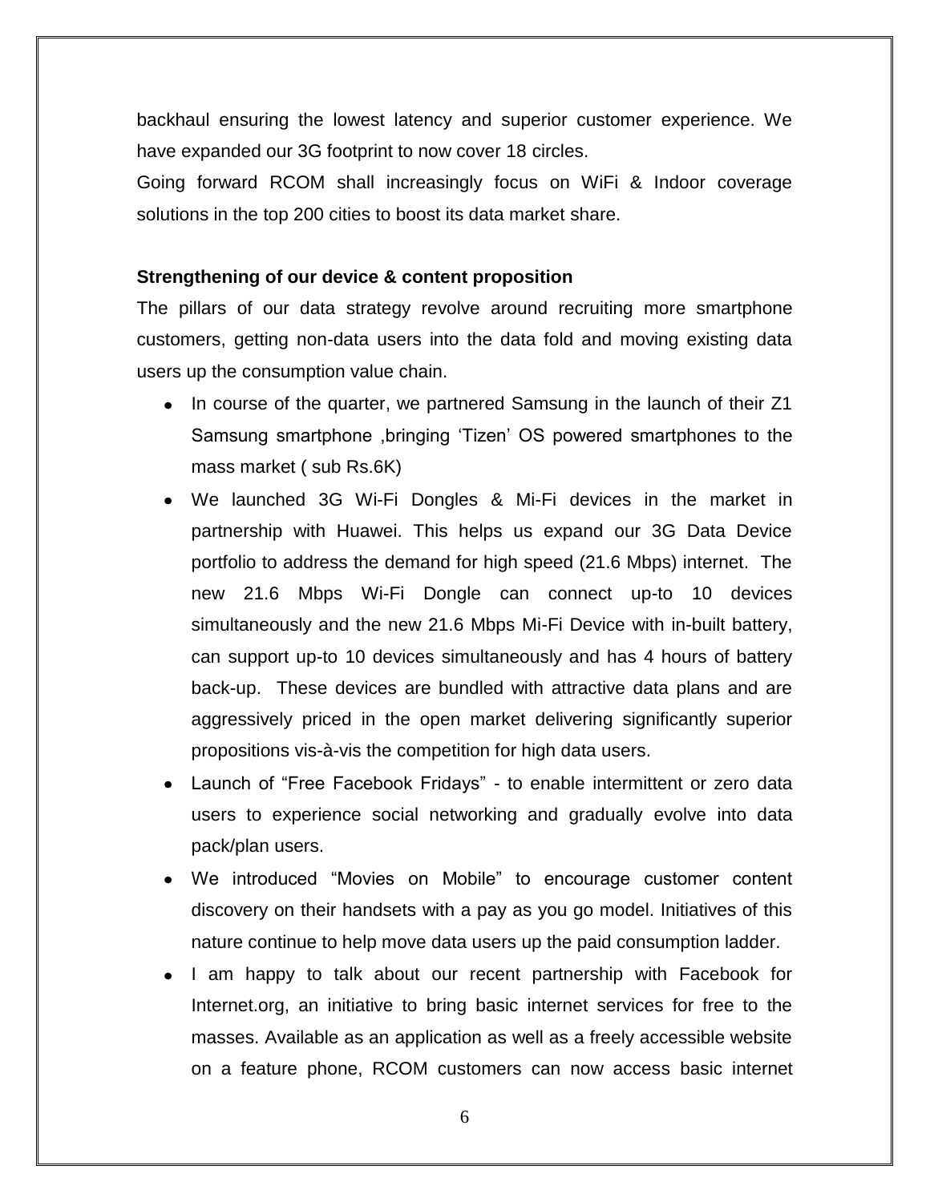backhaul ensuring the lowest latency and superior customer experience. We have expanded our 3G footprint to now cover 18 circles.

Going forward RCOM shall increasingly focus on WiFi & Indoor coverage solutions in the top 200 cities to boost its data market share.

**Strengthening of our device & content proposition**

The pillars of our data strategy revolve around recruiting more smartphone customers, getting non-data users into the data fold and moving existing data users up the consumption value chain.

- In course of the quarter, we partnered Samsung in the launch of their Z1 Samsung smartphone ,bringing 'Tizen' OS powered smartphones to the mass market ( sub Rs.6K)
- We launched 3G Wi-Fi Dongles & Mi-Fi devices in the market in partnership with Huawei. This helps us expand our 3G Data Device portfolio to address the demand for high speed (21.6 Mbps) internet. The new 21.6 Mbps Wi-Fi Dongle can connect up-to 10 devices simultaneously and the new 21.6 Mbps Mi-Fi Device with in-built battery, can support up-to 10 devices simultaneously and has 4 hours of battery back-up. These devices are bundled with attractive data plans and are aggressively priced in the open market delivering significantly superior propositions vis-à-vis the competition for high data users.
- Launch of "Free Facebook Fridays" - to enable intermittent or zero data users to experience social networking and gradually evolve into data pack/plan users.
- We introduced "Movies on Mobile" to encourage customer content discovery on their handsets with a pay as you go model. Initiatives of this nature continue to help move data users up the paid consumption ladder.
- I am happy to talk about our recent partnership with Facebook for Internet.org, an initiative to bring basic internet services for free to the masses. Available as an application as well as a freely accessible website on a feature phone, RCOM customers can now access basic internet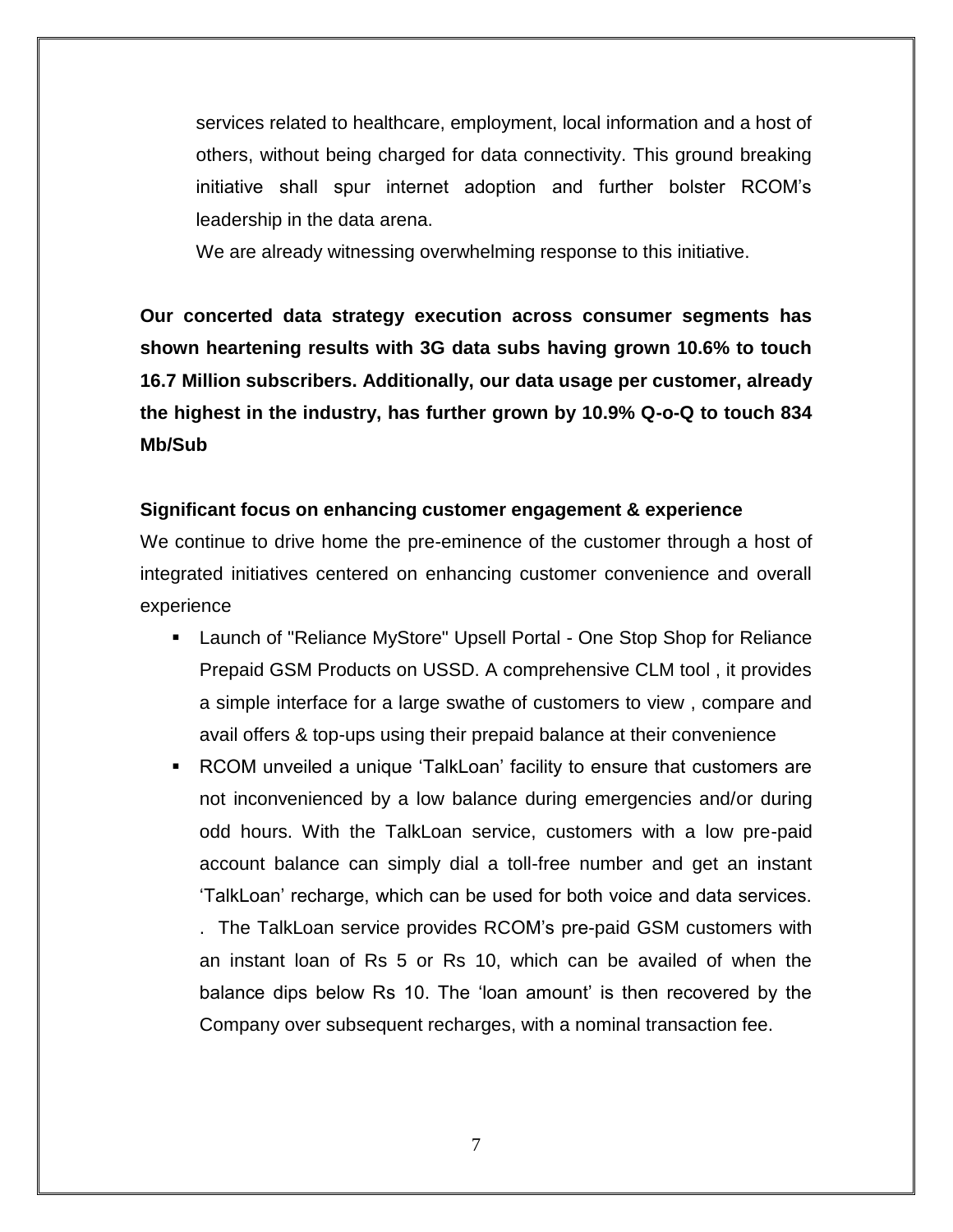services related to healthcare, employment, local information and a host of others, without being charged for data connectivity. This ground breaking initiative shall spur internet adoption and further bolster RCOM's leadership in the data arena.

We are already witnessing overwhelming response to this initiative.

**Our concerted data strategy execution across consumer segments has shown heartening results with 3G data subs having grown 10.6% to touch 16.7 Million subscribers. Additionally, our data usage per customer, already the highest in the industry, has further grown by 10.9% Q-o-Q to touch 834 Mb/Sub**

**Significant focus on enhancing customer engagement & experience**

We continue to drive home the pre-eminence of the customer through a host of integrated initiatives centered on enhancing customer convenience and overall experience

- Launch of "Reliance MyStore" Upsell Portal - One Stop Shop for Reliance Prepaid GSM Products on USSD. A comprehensive CLM tool , it provides a simple interface for a large swathe of customers to view , compare and avail offers & top-ups using their prepaid balance at their convenience
- RCOM unveiled a unique 'TalkLoan' facility to ensure that customers are not inconvenienced by a low balance during emergencies and/or during odd hours. With the TalkLoan service, customers with a low pre-paid account balance can simply dial a toll-free number and get an instant 'TalkLoan' recharge, which can be used for both voice and data services. . The TalkLoan service provides RCOM's pre-paid GSM customers with an instant loan of Rs 5 or Rs 10, which can be availed of when the balance dips below Rs 10. The 'loan amount' is then recovered by the Company over subsequent recharges, with a nominal transaction fee.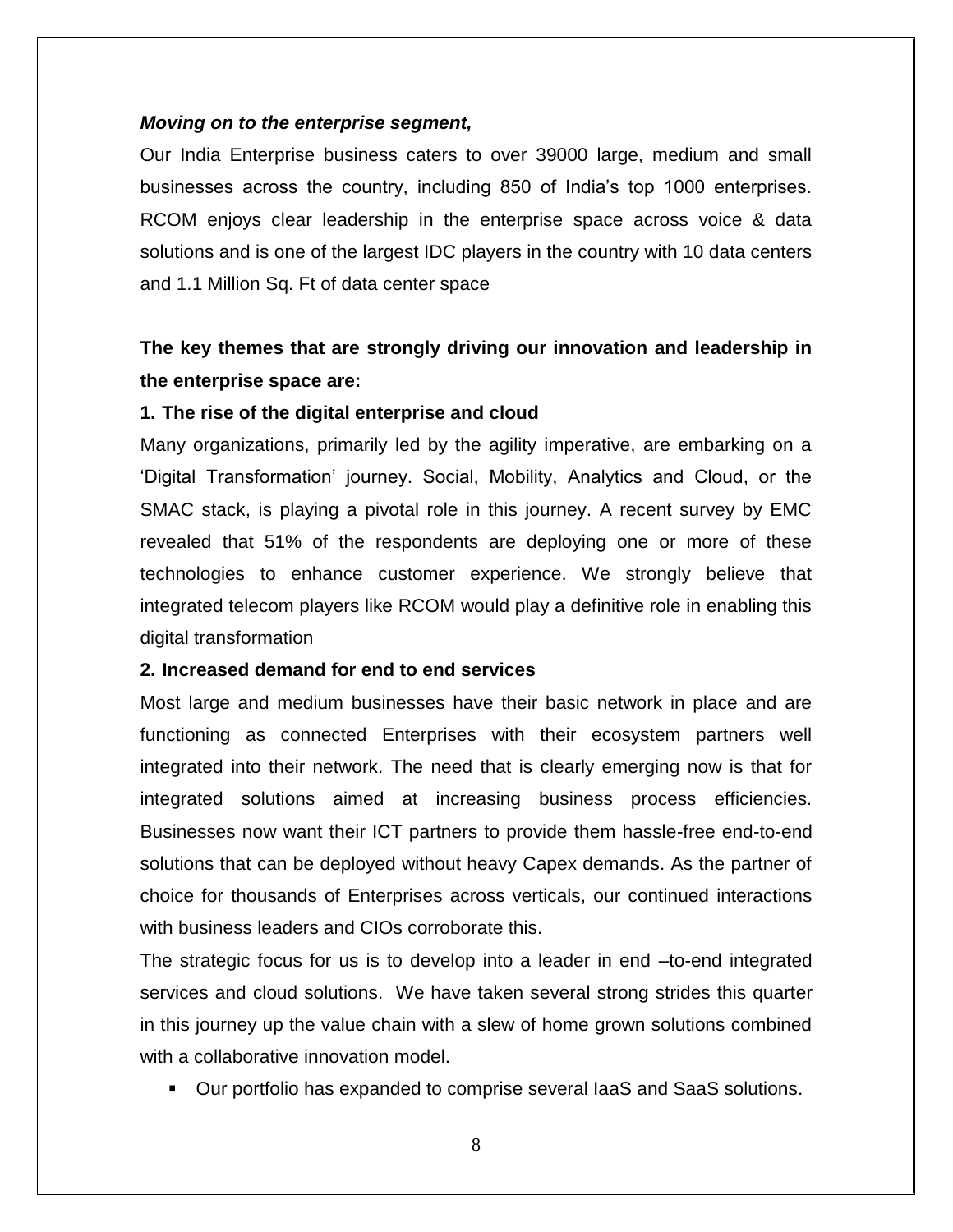***Moving on to the enterprise segment,***

Our India Enterprise business caters to over 39000 large, medium and small businesses across the country, including 850 of India's top 1000 enterprises. RCOM enjoys clear leadership in the enterprise space across voice & data solutions and is one of the largest IDC players in the country with 10 data centers and 1.1 Million Sq. Ft of data center space

**The key themes that are strongly driving our innovation and leadership in the enterprise space are:**

**1. The rise of the digital enterprise and cloud**

Many organizations, primarily led by the agility imperative, are embarking on a 'Digital Transformation' journey. Social, Mobility, Analytics and Cloud, or the SMAC stack, is playing a pivotal role in this journey. A recent survey by EMC revealed that 51% of the respondents are deploying one or more of these technologies to enhance customer experience. We strongly believe that integrated telecom players like RCOM would play a definitive role in enabling this digital transformation

**2. Increased demand for end to end services**

Most large and medium businesses have their basic network in place and are functioning as connected Enterprises with their ecosystem partners well integrated into their network. The need that is clearly emerging now is that for integrated solutions aimed at increasing business process efficiencies. Businesses now want their ICT partners to provide them hassle-free end-to-end solutions that can be deployed without heavy Capex demands. As the partner of choice for thousands of Enterprises across verticals, our continued interactions with business leaders and CIOs corroborate this.

The strategic focus for us is to develop into a leader in end –to-end integrated services and cloud solutions. We have taken several strong strides this quarter in this journey up the value chain with a slew of home grown solutions combined with a collaborative innovation model.

- Our portfolio has expanded to comprise several IaaS and SaaS solutions.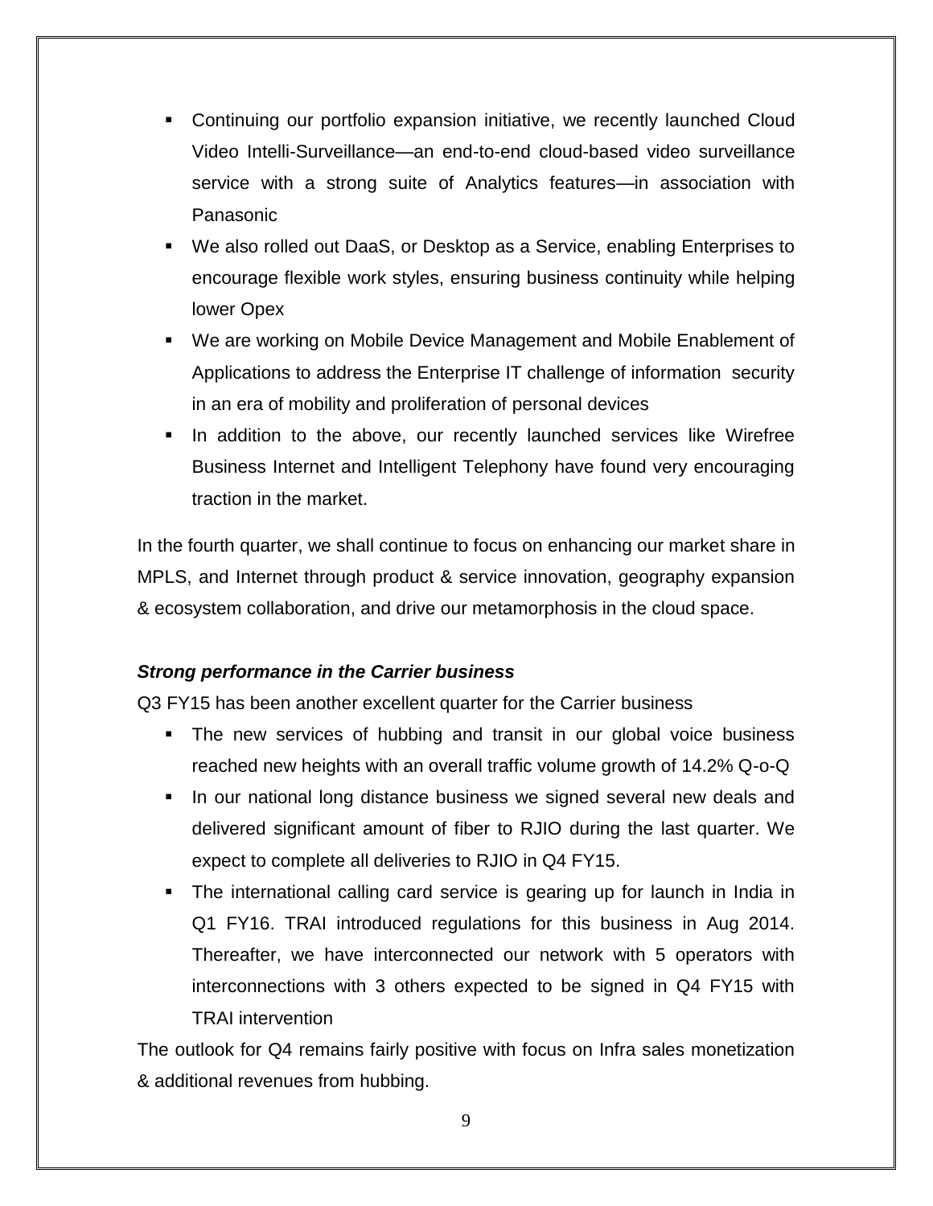- Continuing our portfolio expansion initiative, we recently launched Cloud Video Intelli-Surveillance—an end-to-end cloud-based video surveillance service with a strong suite of Analytics features—in association with Panasonic
- We also rolled out DaaS, or Desktop as a Service, enabling Enterprises to encourage flexible work styles, ensuring business continuity while helping lower Opex
- We are working on Mobile Device Management and Mobile Enablement of Applications to address the Enterprise IT challenge of information security in an era of mobility and proliferation of personal devices
- In addition to the above, our recently launched services like Wirefree Business Internet and Intelligent Telephony have found very encouraging traction in the market.

In the fourth quarter, we shall continue to focus on enhancing our market share in MPLS, and Internet through product & service innovation, geography expansion & ecosystem collaboration, and drive our metamorphosis in the cloud space.

***Strong performance in the Carrier business***

Q3 FY15 has been another excellent quarter for the Carrier business

- The new services of hubbing and transit in our global voice business reached new heights with an overall traffic volume growth of 14.2% Q-o-Q
- In our national long distance business we signed several new deals and delivered significant amount of fiber to RJIO during the last quarter. We expect to complete all deliveries to RJIO in Q4 FY15.
- The international calling card service is gearing up for launch in India in Q1 FY16. TRAI introduced regulations for this business in Aug 2014. Thereafter, we have interconnected our network with 5 operators with interconnections with 3 others expected to be signed in Q4 FY15 with TRAI intervention

The outlook for Q4 remains fairly positive with focus on Infra sales monetization & additional revenues from hubbing.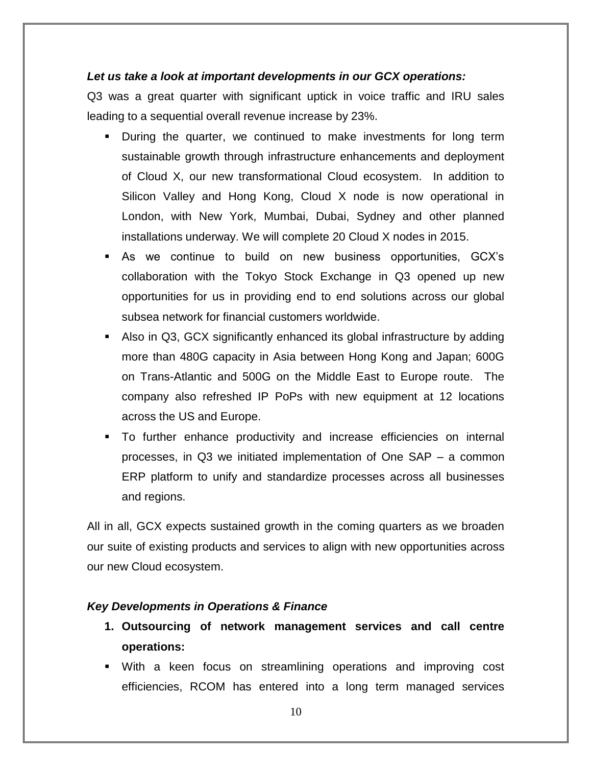***Let us take a look at important developments in our GCX operations:***

Q3 was a great quarter with significant uptick in voice traffic and IRU sales leading to a sequential overall revenue increase by 23%.

- During the quarter, we continued to make investments for long term sustainable growth through infrastructure enhancements and deployment of Cloud X, our new transformational Cloud ecosystem. In addition to Silicon Valley and Hong Kong, Cloud X node is now operational in London, with New York, Mumbai, Dubai, Sydney and other planned installations underway. We will complete 20 Cloud X nodes in 2015.
- As we continue to build on new business opportunities, GCX's collaboration with the Tokyo Stock Exchange in Q3 opened up new opportunities for us in providing end to end solutions across our global subsea network for financial customers worldwide.
- Also in Q3, GCX significantly enhanced its global infrastructure by adding more than 480G capacity in Asia between Hong Kong and Japan; 600G on Trans-Atlantic and 500G on the Middle East to Europe route. The company also refreshed IP PoPs with new equipment at 12 locations across the US and Europe.
- To further enhance productivity and increase efficiencies on internal processes, in Q3 we initiated implementation of One SAP – a common ERP platform to unify and standardize processes across all businesses and regions.

All in all, GCX expects sustained growth in the coming quarters as we broaden our suite of existing products and services to align with new opportunities across our new Cloud ecosystem.

***Key Developments in Operations & Finance***

1. **Outsourcing of network management services and call centre operations:**

- With a keen focus on streamlining operations and improving cost efficiencies, RCOM has entered into a long term managed services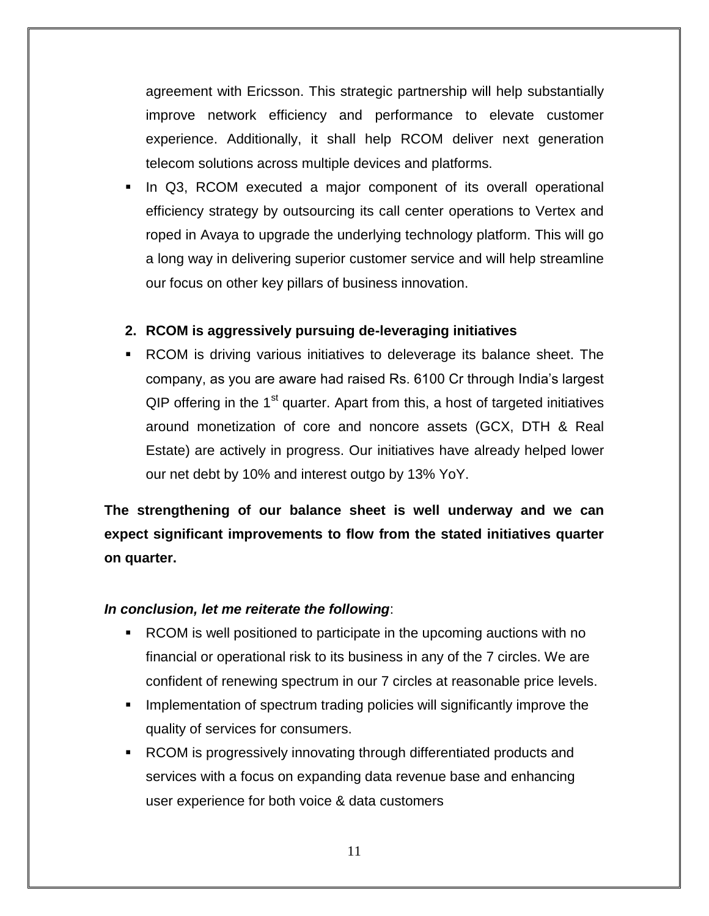agreement with Ericsson. This strategic partnership will help substantially improve network efficiency and performance to elevate customer experience. Additionally, it shall help RCOM deliver next generation telecom solutions across multiple devices and platforms.

- In Q3, RCOM executed a major component of its overall operational efficiency strategy by outsourcing its call center operations to Vertex and roped in Avaya to upgrade the underlying technology platform. This will go a long way in delivering superior customer service and will help streamline our focus on other key pillars of business innovation.

**2. RCOM is aggressively pursuing de-leveraging initiatives**

- RCOM is driving various initiatives to deleverage its balance sheet. The company, as you are aware had raised Rs. 6100 Cr through India's largest QIP offering in the 1st quarter. Apart from this, a host of targeted initiatives around monetization of core and noncore assets (GCX, DTH & Real Estate) are actively in progress. Our initiatives have already helped lower our net debt by 10% and interest outgo by 13% YoY.

**The strengthening of our balance sheet is well underway and we can expect significant improvements to flow from the stated initiatives quarter on quarter.**

***In conclusion, let me reiterate the following***:

- RCOM is well positioned to participate in the upcoming auctions with no financial or operational risk to its business in any of the 7 circles. We are confident of renewing spectrum in our 7 circles at reasonable price levels.
- Implementation of spectrum trading policies will significantly improve the quality of services for consumers.
- RCOM is progressively innovating through differentiated products and services with a focus on expanding data revenue base and enhancing user experience for both voice & data customers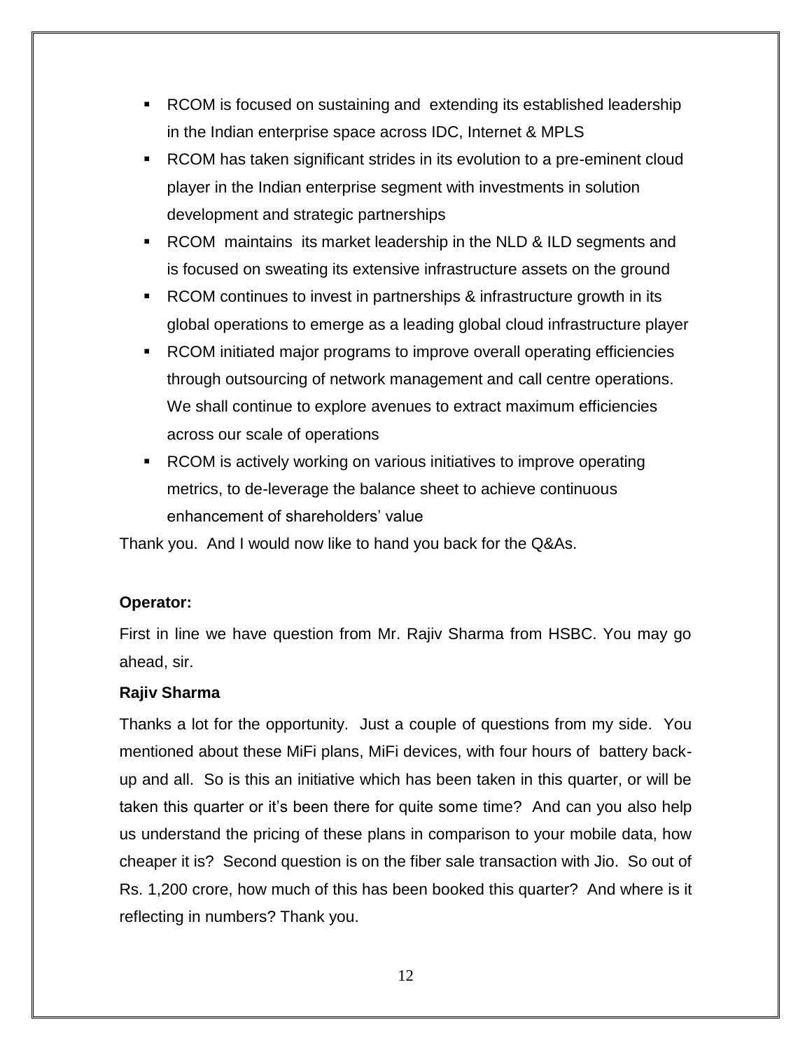- RCOM is focused on sustaining and extending its established leadership in the Indian enterprise space across IDC, Internet & MPLS
- RCOM has taken significant strides in its evolution to a pre-eminent cloud player in the Indian enterprise segment with investments in solution development and strategic partnerships
- RCOM maintains its market leadership in the NLD & ILD segments and is focused on sweating its extensive infrastructure assets on the ground
- RCOM continues to invest in partnerships & infrastructure growth in its global operations to emerge as a leading global cloud infrastructure player
- RCOM initiated major programs to improve overall operating efficiencies through outsourcing of network management and call centre operations. We shall continue to explore avenues to extract maximum efficiencies across our scale of operations
- RCOM is actively working on various initiatives to improve operating metrics, to de-leverage the balance sheet to achieve continuous enhancement of shareholders' value

Thank you. And I would now like to hand you back for the Q&As.

**Operator:**

First in line we have question from Mr. Rajiv Sharma from HSBC. You may go ahead, sir.

**Rajiv Sharma**

Thanks a lot for the opportunity. Just a couple of questions from my side. You mentioned about these MiFi plans, MiFi devices, with four hours of battery back-up and all. So is this an initiative which has been taken in this quarter, or will be taken this quarter or it's been there for quite some time? And can you also help us understand the pricing of these plans in comparison to your mobile data, how cheaper it is? Second question is on the fiber sale transaction with Jio. So out of Rs. 1,200 crore, how much of this has been booked this quarter? And where is it reflecting in numbers? Thank you.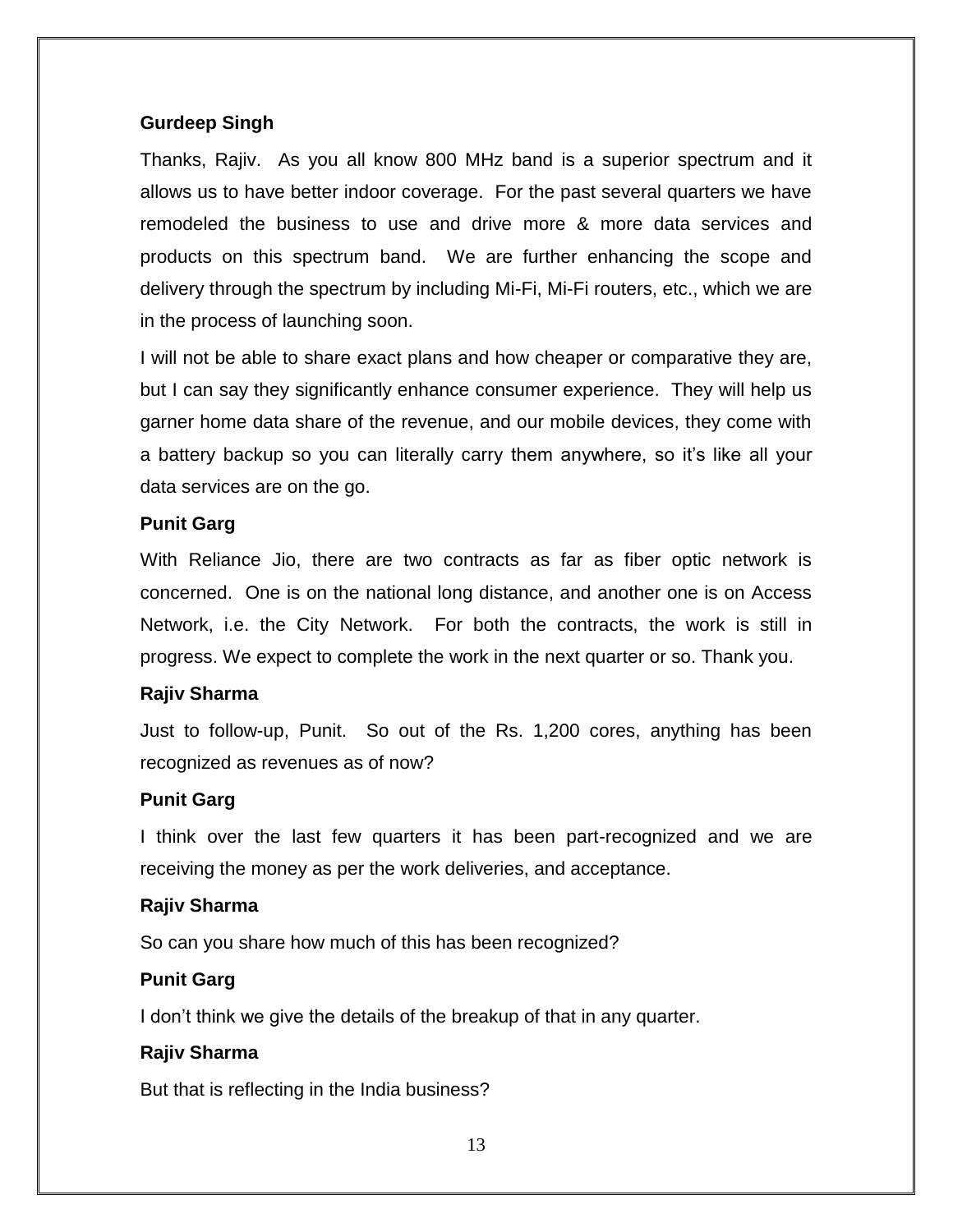**Gurdeep Singh**

Thanks, Rajiv. As you all know 800 MHz band is a superior spectrum and it allows us to have better indoor coverage. For the past several quarters we have remodeled the business to use and drive more & more data services and products on this spectrum band. We are further enhancing the scope and delivery through the spectrum by including Mi-Fi, Mi-Fi routers, etc., which we are in the process of launching soon.

I will not be able to share exact plans and how cheaper or comparative they are, but I can say they significantly enhance consumer experience. They will help us garner home data share of the revenue, and our mobile devices, they come with a battery backup so you can literally carry them anywhere, so it's like all your data services are on the go.

**Punit Garg**

With Reliance Jio, there are two contracts as far as fiber optic network is concerned. One is on the national long distance, and another one is on Access Network, i.e. the City Network. For both the contracts, the work is still in progress. We expect to complete the work in the next quarter or so. Thank you.

**Rajiv Sharma**

Just to follow-up, Punit. So out of the Rs. 1,200 cores, anything has been recognized as revenues as of now?

**Punit Garg**

I think over the last few quarters it has been part-recognized and we are receiving the money as per the work deliveries, and acceptance.

**Rajiv Sharma**

So can you share how much of this has been recognized?

**Punit Garg**

I don't think we give the details of the breakup of that in any quarter.

**Rajiv Sharma**

But that is reflecting in the India business?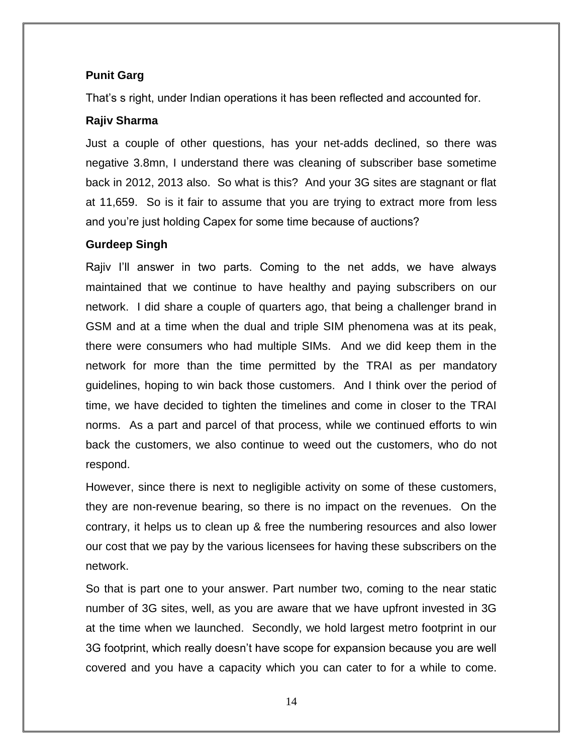**Punit Garg**

That's s right, under Indian operations it has been reflected and accounted for.

**Rajiv Sharma**

Just a couple of other questions, has your net-adds declined, so there was negative 3.8mn, I understand there was cleaning of subscriber base sometime back in 2012, 2013 also. So what is this? And your 3G sites are stagnant or flat at 11,659. So is it fair to assume that you are trying to extract more from less and you're just holding Capex for some time because of auctions?

**Gurdeep Singh**

Rajiv I'll answer in two parts. Coming to the net adds, we have always maintained that we continue to have healthy and paying subscribers on our network. I did share a couple of quarters ago, that being a challenger brand in GSM and at a time when the dual and triple SIM phenomena was at its peak, there were consumers who had multiple SIMs. And we did keep them in the network for more than the time permitted by the TRAI as per mandatory guidelines, hoping to win back those customers. And I think over the period of time, we have decided to tighten the timelines and come in closer to the TRAI norms. As a part and parcel of that process, while we continued efforts to win back the customers, we also continue to weed out the customers, who do not respond.

However, since there is next to negligible activity on some of these customers, they are non-revenue bearing, so there is no impact on the revenues. On the contrary, it helps us to clean up & free the numbering resources and also lower our cost that we pay by the various licensees for having these subscribers on the network.

So that is part one to your answer. Part number two, coming to the near static number of 3G sites, well, as you are aware that we have upfront invested in 3G at the time when we launched. Secondly, we hold largest metro footprint in our 3G footprint, which really doesn't have scope for expansion because you are well covered and you have a capacity which you can cater to for a while to come.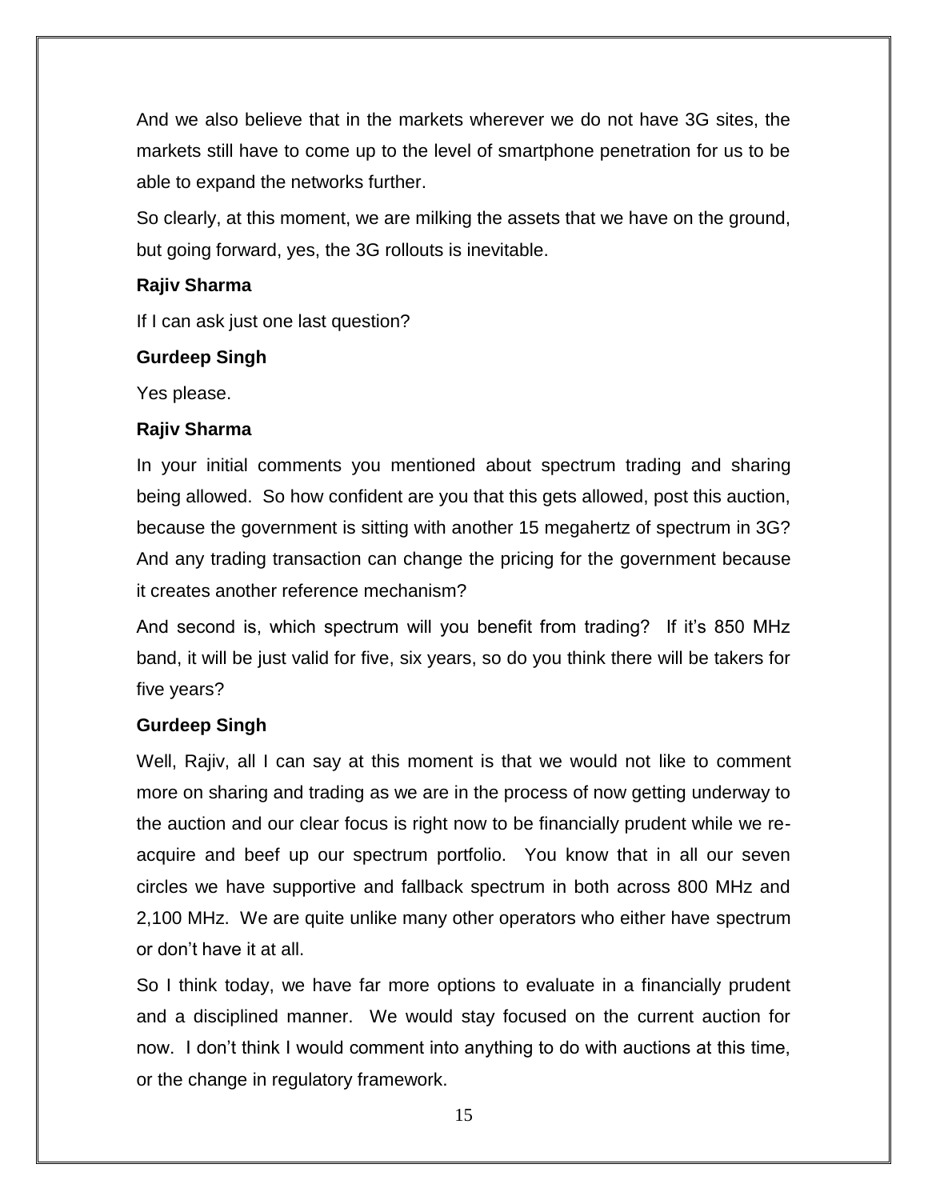And we also believe that in the markets wherever we do not have 3G sites, the markets still have to come up to the level of smartphone penetration for us to be able to expand the networks further.

So clearly, at this moment, we are milking the assets that we have on the ground, but going forward, yes, the 3G rollouts is inevitable.

**Rajiv Sharma**

If I can ask just one last question?

**Gurdeep Singh**

Yes please.

**Rajiv Sharma**

In your initial comments you mentioned about spectrum trading and sharing being allowed. So how confident are you that this gets allowed, post this auction, because the government is sitting with another 15 megahertz of spectrum in 3G? And any trading transaction can change the pricing for the government because it creates another reference mechanism?

And second is, which spectrum will you benefit from trading? If it's 850 MHz band, it will be just valid for five, six years, so do you think there will be takers for five years?

**Gurdeep Singh**

Well, Rajiv, all I can say at this moment is that we would not like to comment more on sharing and trading as we are in the process of now getting underway to the auction and our clear focus is right now to be financially prudent while we re-acquire and beef up our spectrum portfolio. You know that in all our seven circles we have supportive and fallback spectrum in both across 800 MHz and 2,100 MHz. We are quite unlike many other operators who either have spectrum or don't have it at all.

So I think today, we have far more options to evaluate in a financially prudent and a disciplined manner. We would stay focused on the current auction for now. I don't think I would comment into anything to do with auctions at this time, or the change in regulatory framework.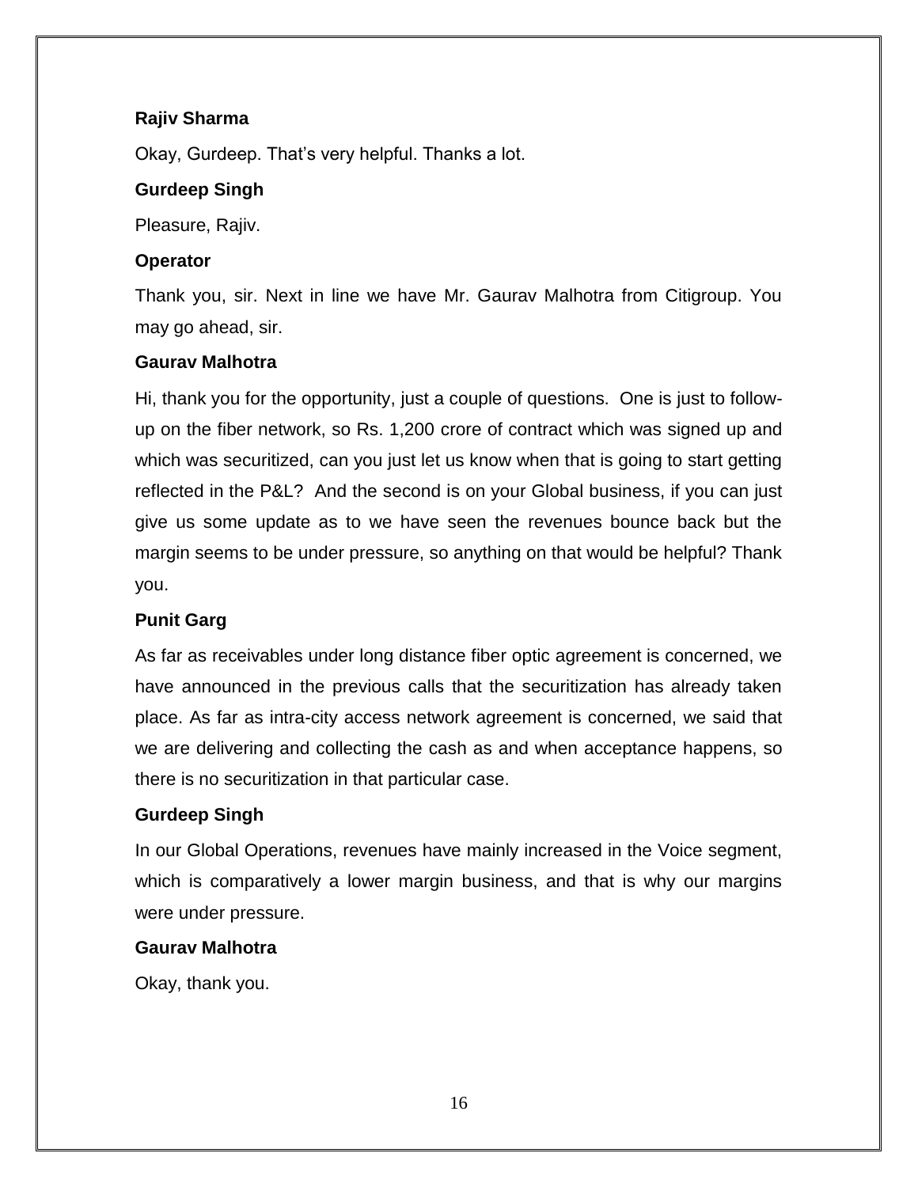**Rajiv Sharma**

Okay, Gurdeep. That's very helpful. Thanks a lot.

**Gurdeep Singh**

Pleasure, Rajiv.

**Operator**

Thank you, sir. Next in line we have Mr. Gaurav Malhotra from Citigroup. You may go ahead, sir.

**Gaurav Malhotra**

Hi, thank you for the opportunity, just a couple of questions. One is just to follow-up on the fiber network, so Rs. 1,200 crore of contract which was signed up and which was securitized, can you just let us know when that is going to start getting reflected in the P&L? And the second is on your Global business, if you can just give us some update as to we have seen the revenues bounce back but the margin seems to be under pressure, so anything on that would be helpful? Thank you.

**Punit Garg**

As far as receivables under long distance fiber optic agreement is concerned, we have announced in the previous calls that the securitization has already taken place. As far as intra-city access network agreement is concerned, we said that we are delivering and collecting the cash as and when acceptance happens, so there is no securitization in that particular case.

**Gurdeep Singh**

In our Global Operations, revenues have mainly increased in the Voice segment, which is comparatively a lower margin business, and that is why our margins were under pressure.

**Gaurav Malhotra**

Okay, thank you.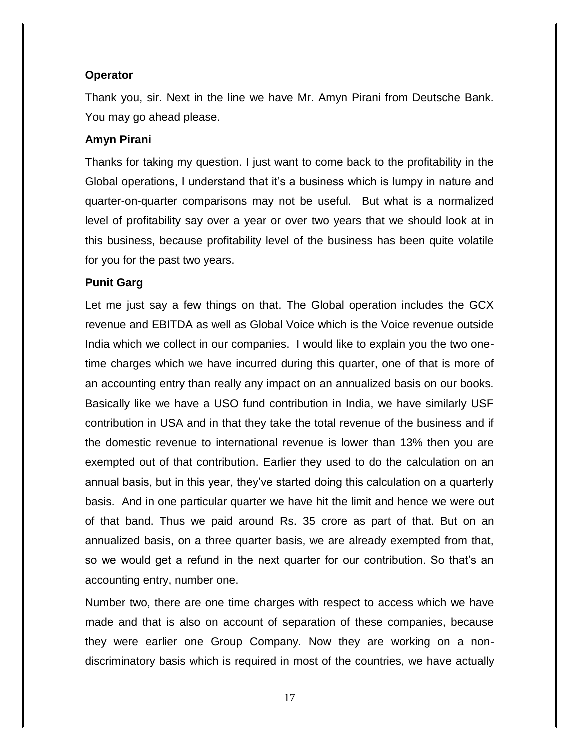**Operator**

Thank you, sir. Next in the line we have Mr. Amyn Pirani from Deutsche Bank. You may go ahead please.

**Amyn Pirani**

Thanks for taking my question. I just want to come back to the profitability in the Global operations, I understand that it's a business which is lumpy in nature and quarter-on-quarter comparisons may not be useful. But what is a normalized level of profitability say over a year or over two years that we should look at in this business, because profitability level of the business has been quite volatile for you for the past two years.

**Punit Garg**

Let me just say a few things on that. The Global operation includes the GCX revenue and EBITDA as well as Global Voice which is the Voice revenue outside India which we collect in our companies. I would like to explain you the two one-time charges which we have incurred during this quarter, one of that is more of an accounting entry than really any impact on an annualized basis on our books. Basically like we have a USO fund contribution in India, we have similarly USF contribution in USA and in that they take the total revenue of the business and if the domestic revenue to international revenue is lower than 13% then you are exempted out of that contribution. Earlier they used to do the calculation on an annual basis, but in this year, they've started doing this calculation on a quarterly basis. And in one particular quarter we have hit the limit and hence we were out of that band. Thus we paid around Rs. 35 crore as part of that. But on an annualized basis, on a three quarter basis, we are already exempted from that, so we would get a refund in the next quarter for our contribution. So that's an accounting entry, number one.

Number two, there are one time charges with respect to access which we have made and that is also on account of separation of these companies, because they were earlier one Group Company. Now they are working on a non-discriminatory basis which is required in most of the countries, we have actually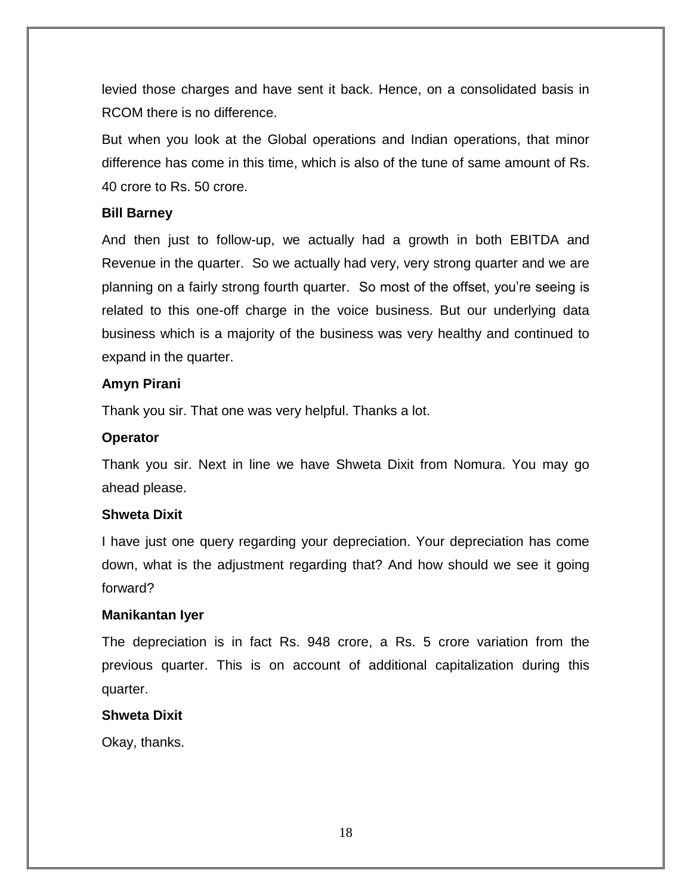levied those charges and have sent it back. Hence, on a consolidated basis in RCOM there is no difference.

But when you look at the Global operations and Indian operations, that minor difference has come in this time, which is also of the tune of same amount of Rs. 40 crore to Rs. 50 crore.

**Bill Barney**

And then just to follow-up, we actually had a growth in both EBITDA and Revenue in the quarter. So we actually had very, very strong quarter and we are planning on a fairly strong fourth quarter. So most of the offset, you're seeing is related to this one-off charge in the voice business. But our underlying data business which is a majority of the business was very healthy and continued to expand in the quarter.

**Amyn Pirani**

Thank you sir. That one was very helpful. Thanks a lot.

**Operator**

Thank you sir. Next in line we have Shweta Dixit from Nomura. You may go ahead please.

**Shweta Dixit**

I have just one query regarding your depreciation. Your depreciation has come down, what is the adjustment regarding that? And how should we see it going forward?

**Manikantan Iyer**

The depreciation is in fact Rs. 948 crore, a Rs. 5 crore variation from the previous quarter. This is on account of additional capitalization during this quarter.

**Shweta Dixit**

Okay, thanks.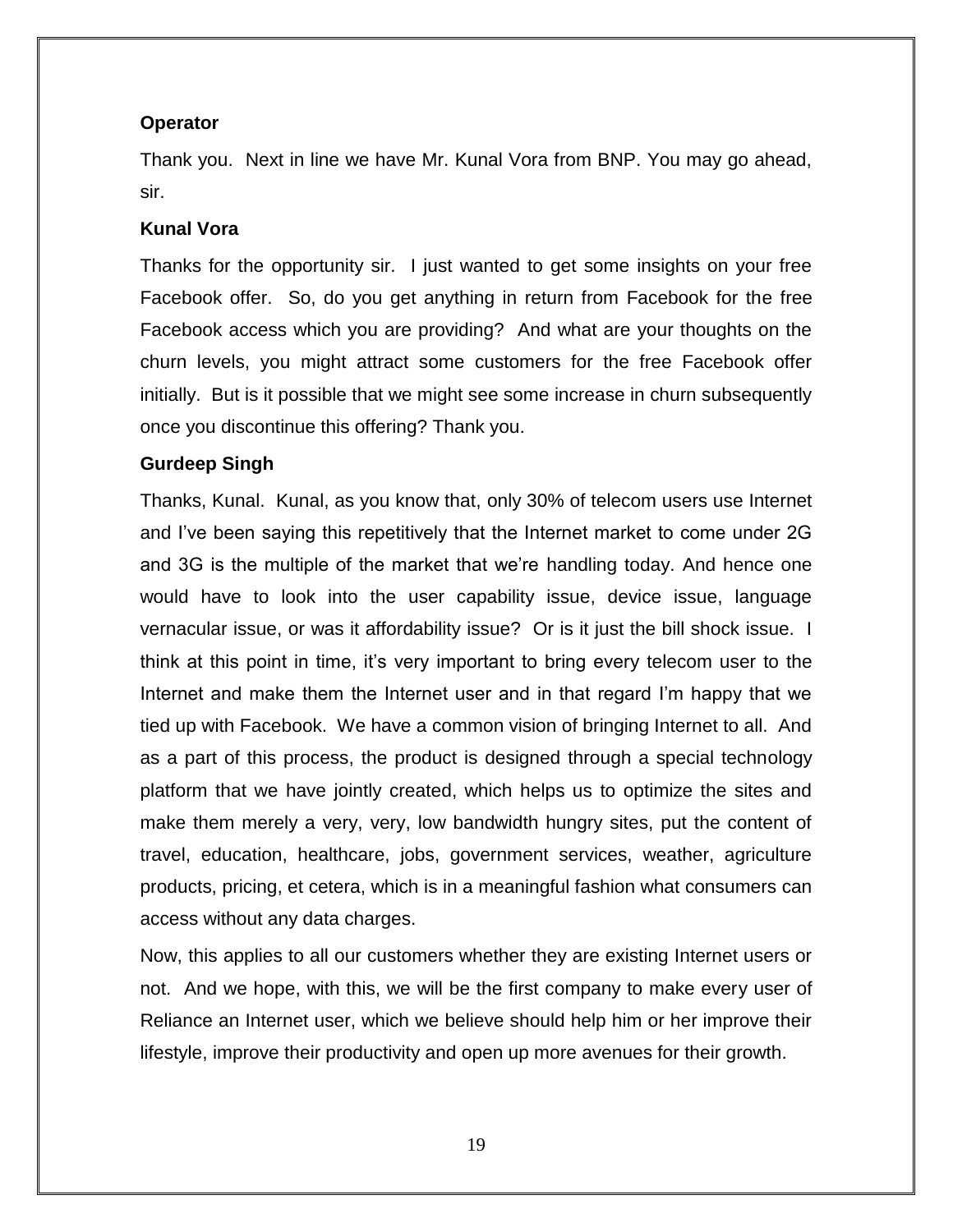**Operator**

Thank you. Next in line we have Mr. Kunal Vora from BNP. You may go ahead, sir.

**Kunal Vora**

Thanks for the opportunity sir. I just wanted to get some insights on your free Facebook offer. So, do you get anything in return from Facebook for the free Facebook access which you are providing? And what are your thoughts on the churn levels, you might attract some customers for the free Facebook offer initially. But is it possible that we might see some increase in churn subsequently once you discontinue this offering? Thank you.

**Gurdeep Singh**

Thanks, Kunal. Kunal, as you know that, only 30% of telecom users use Internet and I've been saying this repetitively that the Internet market to come under 2G and 3G is the multiple of the market that we're handling today. And hence one would have to look into the user capability issue, device issue, language vernacular issue, or was it affordability issue? Or is it just the bill shock issue. I think at this point in time, it's very important to bring every telecom user to the Internet and make them the Internet user and in that regard I'm happy that we tied up with Facebook. We have a common vision of bringing Internet to all. And as a part of this process, the product is designed through a special technology platform that we have jointly created, which helps us to optimize the sites and make them merely a very, very, low bandwidth hungry sites, put the content of travel, education, healthcare, jobs, government services, weather, agriculture products, pricing, et cetera, which is in a meaningful fashion what consumers can access without any data charges.

Now, this applies to all our customers whether they are existing Internet users or not. And we hope, with this, we will be the first company to make every user of Reliance an Internet user, which we believe should help him or her improve their lifestyle, improve their productivity and open up more avenues for their growth.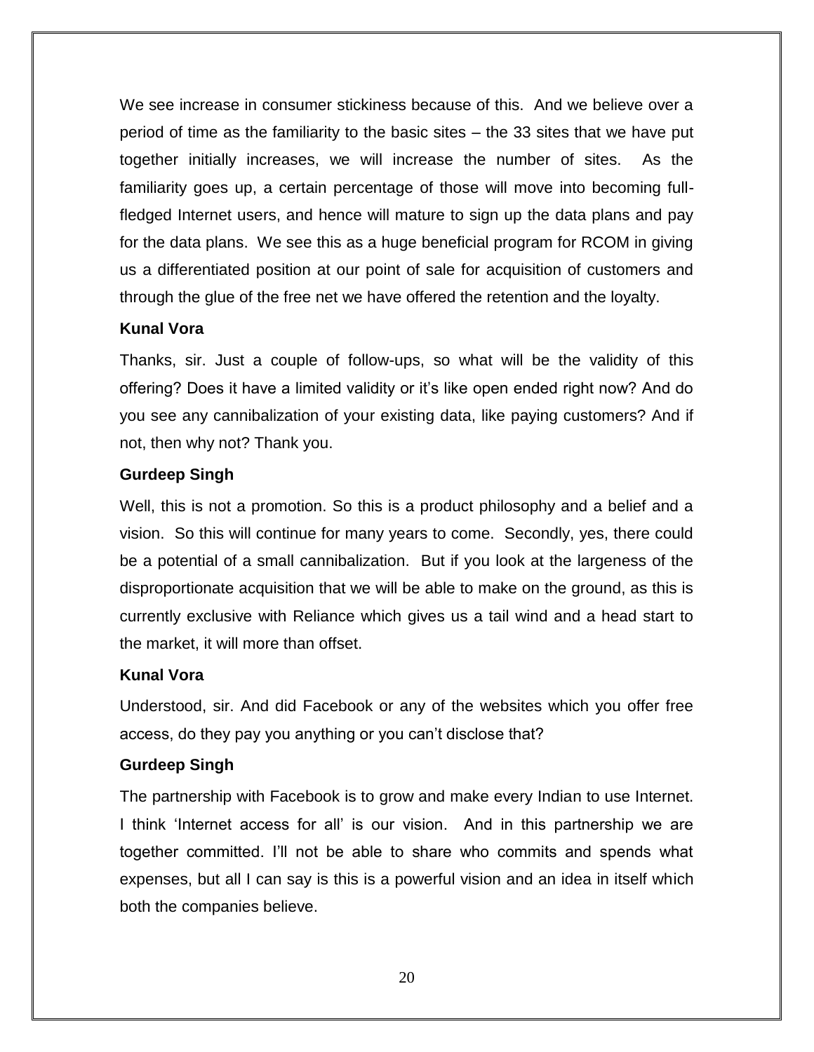We see increase in consumer stickiness because of this. And we believe over a period of time as the familiarity to the basic sites – the 33 sites that we have put together initially increases, we will increase the number of sites. As the familiarity goes up, a certain percentage of those will move into becoming full-fledged Internet users, and hence will mature to sign up the data plans and pay for the data plans. We see this as a huge beneficial program for RCOM in giving us a differentiated position at our point of sale for acquisition of customers and through the glue of the free net we have offered the retention and the loyalty.

**Kunal Vora**

Thanks, sir. Just a couple of follow-ups, so what will be the validity of this offering? Does it have a limited validity or it's like open ended right now? And do you see any cannibalization of your existing data, like paying customers? And if not, then why not? Thank you.

**Gurdeep Singh**

Well, this is not a promotion. So this is a product philosophy and a belief and a vision. So this will continue for many years to come. Secondly, yes, there could be a potential of a small cannibalization. But if you look at the largeness of the disproportionate acquisition that we will be able to make on the ground, as this is currently exclusive with Reliance which gives us a tail wind and a head start to the market, it will more than offset.

**Kunal Vora**

Understood, sir. And did Facebook or any of the websites which you offer free access, do they pay you anything or you can't disclose that?

**Gurdeep Singh**

The partnership with Facebook is to grow and make every Indian to use Internet. I think 'Internet access for all' is our vision. And in this partnership we are together committed. I'll not be able to share who commits and spends what expenses, but all I can say is this is a powerful vision and an idea in itself which both the companies believe.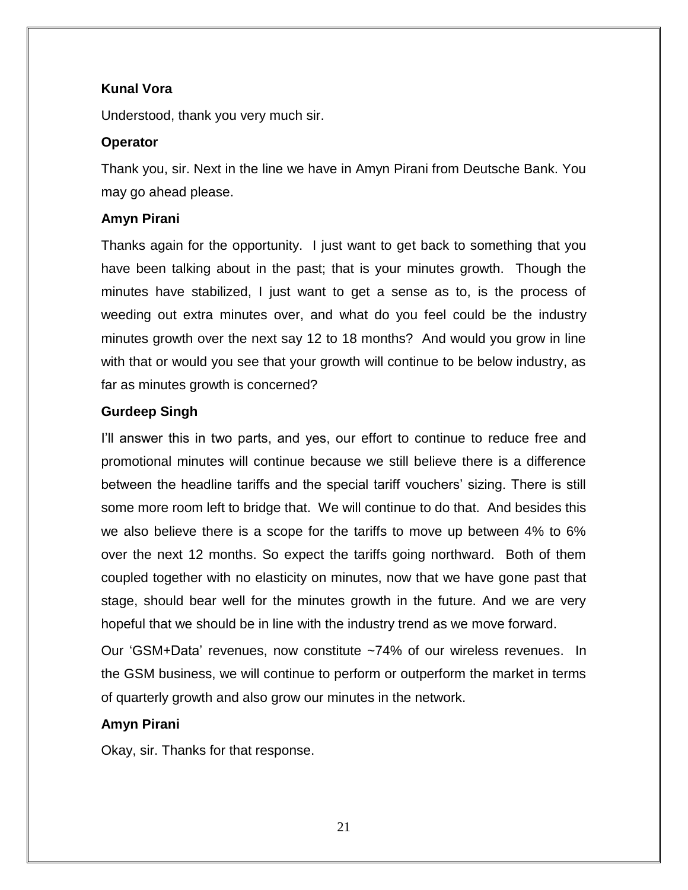**Kunal Vora**

Understood, thank you very much sir.

**Operator**

Thank you, sir. Next in the line we have in Amyn Pirani from Deutsche Bank. You may go ahead please.

**Amyn Pirani**

Thanks again for the opportunity. I just want to get back to something that you have been talking about in the past; that is your minutes growth. Though the minutes have stabilized, I just want to get a sense as to, is the process of weeding out extra minutes over, and what do you feel could be the industry minutes growth over the next say 12 to 18 months? And would you grow in line with that or would you see that your growth will continue to be below industry, as far as minutes growth is concerned?

**Gurdeep Singh**

I'll answer this in two parts, and yes, our effort to continue to reduce free and promotional minutes will continue because we still believe there is a difference between the headline tariffs and the special tariff vouchers' sizing. There is still some more room left to bridge that. We will continue to do that. And besides this we also believe there is a scope for the tariffs to move up between 4% to 6% over the next 12 months. So expect the tariffs going northward. Both of them coupled together with no elasticity on minutes, now that we have gone past that stage, should bear well for the minutes growth in the future. And we are very hopeful that we should be in line with the industry trend as we move forward.

Our 'GSM+Data' revenues, now constitute ~74% of our wireless revenues. In the GSM business, we will continue to perform or outperform the market in terms of quarterly growth and also grow our minutes in the network.

**Amyn Pirani**

Okay, sir. Thanks for that response.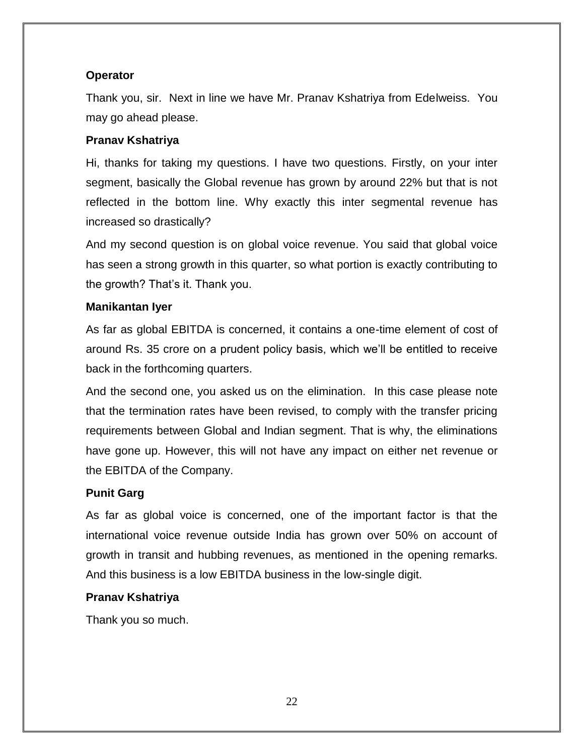**Operator**

Thank you, sir. Next in line we have Mr. Pranav Kshatriya from Edelweiss. You may go ahead please.

**Pranav Kshatriya**

Hi, thanks for taking my questions. I have two questions. Firstly, on your inter segment, basically the Global revenue has grown by around 22% but that is not reflected in the bottom line. Why exactly this inter segmental revenue has increased so drastically?

And my second question is on global voice revenue. You said that global voice has seen a strong growth in this quarter, so what portion is exactly contributing to the growth? That's it. Thank you.

**Manikantan Iyer**

As far as global EBITDA is concerned, it contains a one-time element of cost of around Rs. 35 crore on a prudent policy basis, which we'll be entitled to receive back in the forthcoming quarters.

And the second one, you asked us on the elimination. In this case please note that the termination rates have been revised, to comply with the transfer pricing requirements between Global and Indian segment. That is why, the eliminations have gone up. However, this will not have any impact on either net revenue or the EBITDA of the Company.

**Punit Garg**

As far as global voice is concerned, one of the important factor is that the international voice revenue outside India has grown over 50% on account of growth in transit and hubbing revenues, as mentioned in the opening remarks. And this business is a low EBITDA business in the low-single digit.

**Pranav Kshatriya**

Thank you so much.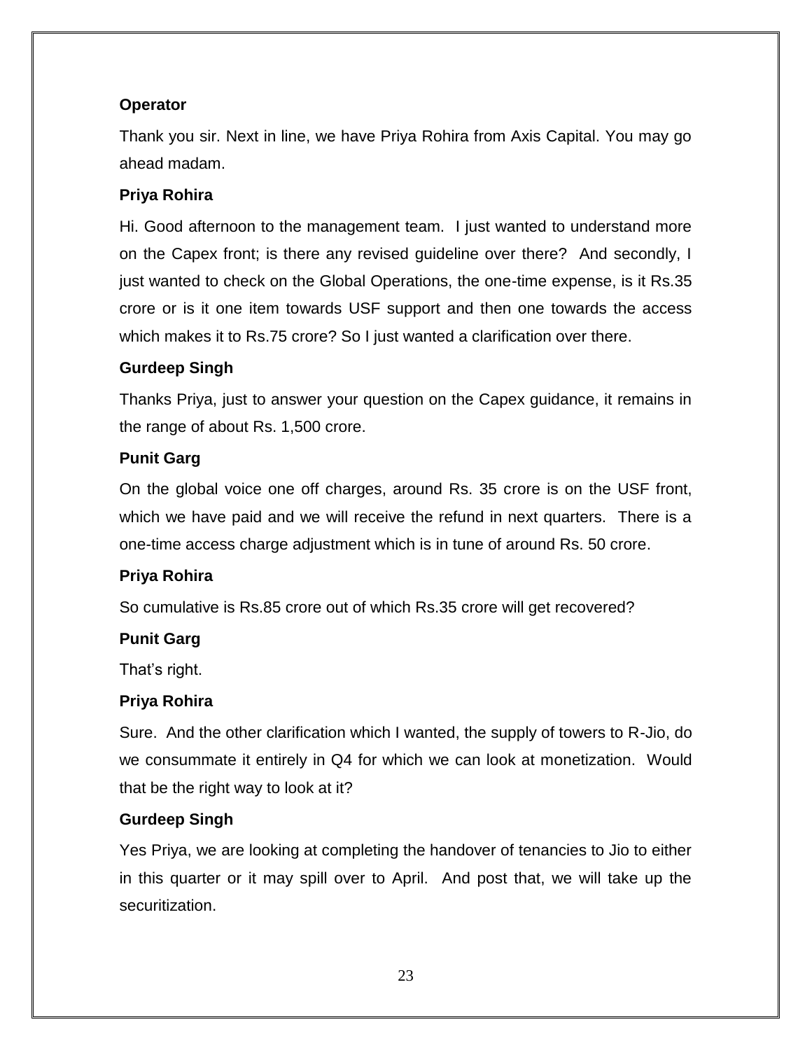**Operator**

Thank you sir. Next in line, we have Priya Rohira from Axis Capital. You may go ahead madam.

**Priya Rohira**

Hi. Good afternoon to the management team. I just wanted to understand more on the Capex front; is there any revised guideline over there? And secondly, I just wanted to check on the Global Operations, the one-time expense, is it Rs.35 crore or is it one item towards USF support and then one towards the access which makes it to Rs.75 crore? So I just wanted a clarification over there.

**Gurdeep Singh**

Thanks Priya, just to answer your question on the Capex guidance, it remains in the range of about Rs. 1,500 crore.

**Punit Garg**

On the global voice one off charges, around Rs. 35 crore is on the USF front, which we have paid and we will receive the refund in next quarters. There is a one-time access charge adjustment which is in tune of around Rs. 50 crore.

**Priya Rohira**

So cumulative is Rs.85 crore out of which Rs.35 crore will get recovered?

**Punit Garg**

That's right.

**Priya Rohira**

Sure. And the other clarification which I wanted, the supply of towers to R-Jio, do we consummate it entirely in Q4 for which we can look at monetization. Would that be the right way to look at it?

**Gurdeep Singh**

Yes Priya, we are looking at completing the handover of tenancies to Jio to either in this quarter or it may spill over to April. And post that, we will take up the securitization.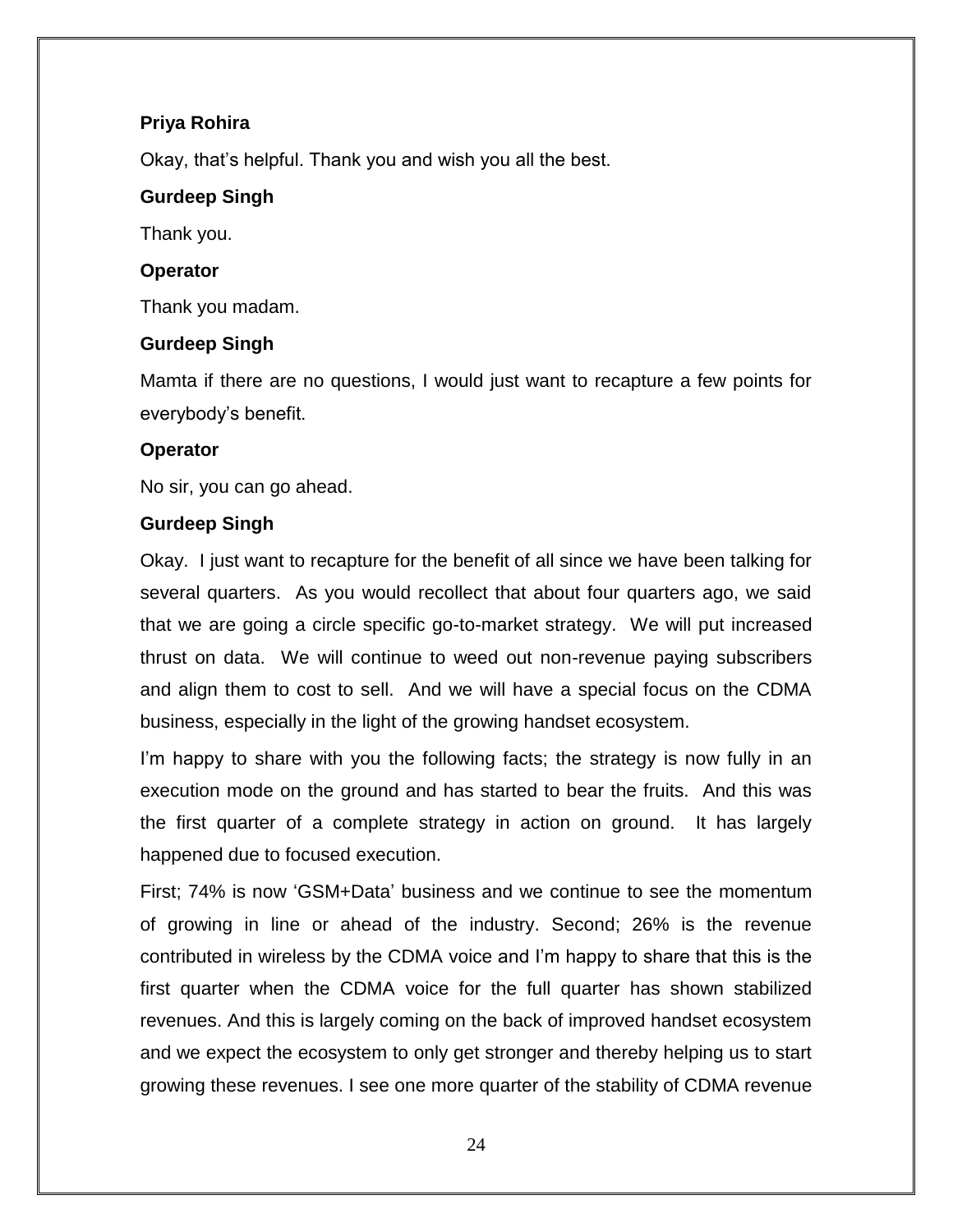**Priya Rohira**

Okay, that's helpful. Thank you and wish you all the best.

**Gurdeep Singh**

Thank you.

**Operator**

Thank you madam.

**Gurdeep Singh**

Mamta if there are no questions, I would just want to recapture a few points for everybody's benefit.

**Operator**

No sir, you can go ahead.

**Gurdeep Singh**

Okay. I just want to recapture for the benefit of all since we have been talking for several quarters. As you would recollect that about four quarters ago, we said that we are going a circle specific go-to-market strategy. We will put increased thrust on data. We will continue to weed out non-revenue paying subscribers and align them to cost to sell. And we will have a special focus on the CDMA business, especially in the light of the growing handset ecosystem.

I'm happy to share with you the following facts; the strategy is now fully in an execution mode on the ground and has started to bear the fruits. And this was the first quarter of a complete strategy in action on ground. It has largely happened due to focused execution.

First; 74% is now 'GSM+Data' business and we continue to see the momentum of growing in line or ahead of the industry. Second; 26% is the revenue contributed in wireless by the CDMA voice and I'm happy to share that this is the first quarter when the CDMA voice for the full quarter has shown stabilized revenues. And this is largely coming on the back of improved handset ecosystem and we expect the ecosystem to only get stronger and thereby helping us to start growing these revenues. I see one more quarter of the stability of CDMA revenue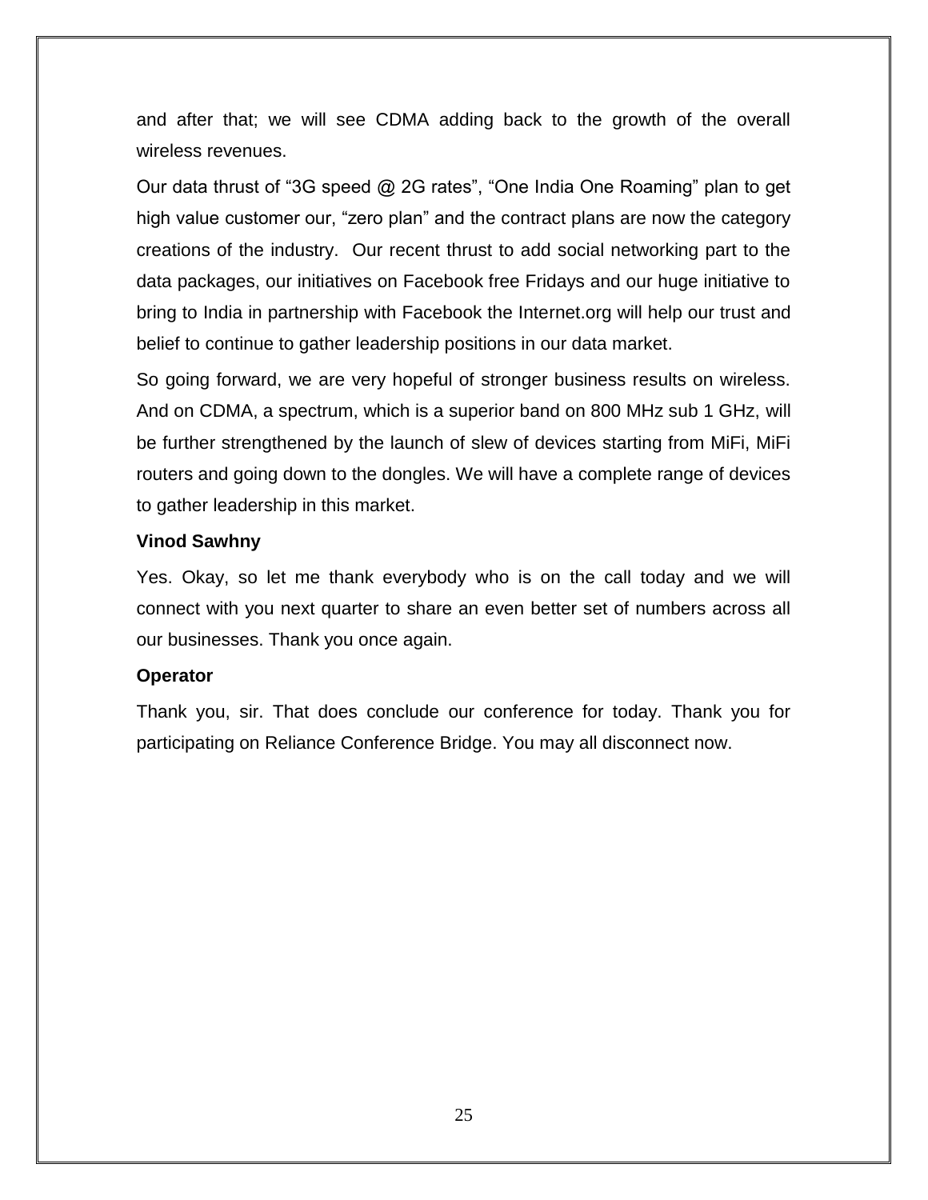and after that; we will see CDMA adding back to the growth of the overall wireless revenues.

Our data thrust of “3G speed @ 2G rates”, “One India One Roaming” plan to get high value customer our, “zero plan” and the contract plans are now the category creations of the industry.  Our recent thrust to add social networking part to the data packages, our initiatives on Facebook free Fridays and our huge initiative to bring to India in partnership with Facebook the Internet.org will help our trust and belief to continue to gather leadership positions in our data market.

So going forward, we are very hopeful of stronger business results on wireless. And on CDMA, a spectrum, which is a superior band on 800 MHz sub 1 GHz, will be further strengthened by the launch of slew of devices starting from MiFi, MiFi routers and going down to the dongles. We will have a complete range of devices to gather leadership in this market.

**Vinod Sawhny**

Yes. Okay, so let me thank everybody who is on the call today and we will connect with you next quarter to share an even better set of numbers across all our businesses. Thank you once again.

**Operator**

Thank you, sir. That does conclude our conference for today. Thank you for participating on Reliance Conference Bridge. You may all disconnect now.